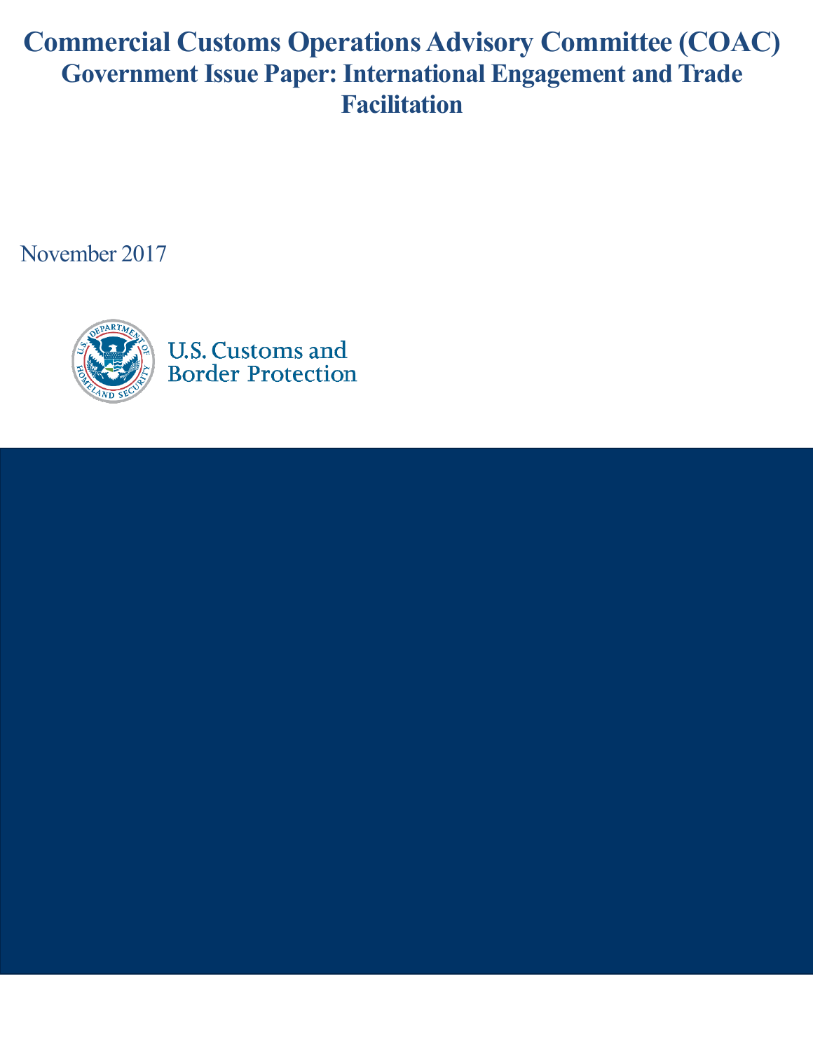# Commercial Customs Operations Advisory Committee (COAC)
## Government Issue Paper: International Engagement and Trade Facilitation

November 2017

U.S. Customs and Border Protection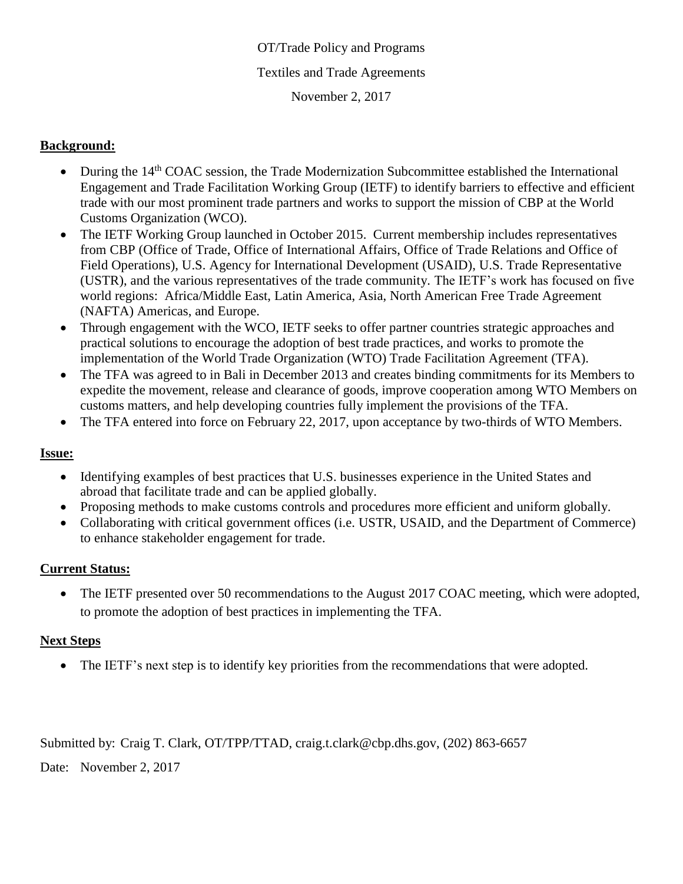OT/Trade Policy and Programs

Textiles and Trade Agreements

November 2, 2017

**Background:**

- During the 14th COAC session, the Trade Modernization Subcommittee established the International Engagement and Trade Facilitation Working Group (IETF) to identify barriers to effective and efficient trade with our most prominent trade partners and works to support the mission of CBP at the World Customs Organization (WCO).
- The IETF Working Group launched in October 2015. Current membership includes representatives from CBP (Office of Trade, Office of International Affairs, Office of Trade Relations and Office of Field Operations), U.S. Agency for International Development (USAID), U.S. Trade Representative (USTR), and the various representatives of the trade community. The IETF's work has focused on five world regions: Africa/Middle East, Latin America, Asia, North American Free Trade Agreement (NAFTA) Americas, and Europe.
- Through engagement with the WCO, IETF seeks to offer partner countries strategic approaches and practical solutions to encourage the adoption of best trade practices, and works to promote the implementation of the World Trade Organization (WTO) Trade Facilitation Agreement (TFA).
- The TFA was agreed to in Bali in December 2013 and creates binding commitments for its Members to expedite the movement, release and clearance of goods, improve cooperation among WTO Members on customs matters, and help developing countries fully implement the provisions of the TFA.
- The TFA entered into force on February 22, 2017, upon acceptance by two-thirds of WTO Members.

**Issue:**

- Identifying examples of best practices that U.S. businesses experience in the United States and abroad that facilitate trade and can be applied globally.
- Proposing methods to make customs controls and procedures more efficient and uniform globally.
- Collaborating with critical government offices (i.e. USTR, USAID, and the Department of Commerce) to enhance stakeholder engagement for trade.

**Current Status:**

- The IETF presented over 50 recommendations to the August 2017 COAC meeting, which were adopted, to promote the adoption of best practices in implementing the TFA.

**Next Steps**

- The IETF's next step is to identify key priorities from the recommendations that were adopted.

Submitted by: Craig T. Clark, OT/TPP/TTAD, craig.t.clark@cbp.dhs.gov, (202) 863-6657

Date: November 2, 2017